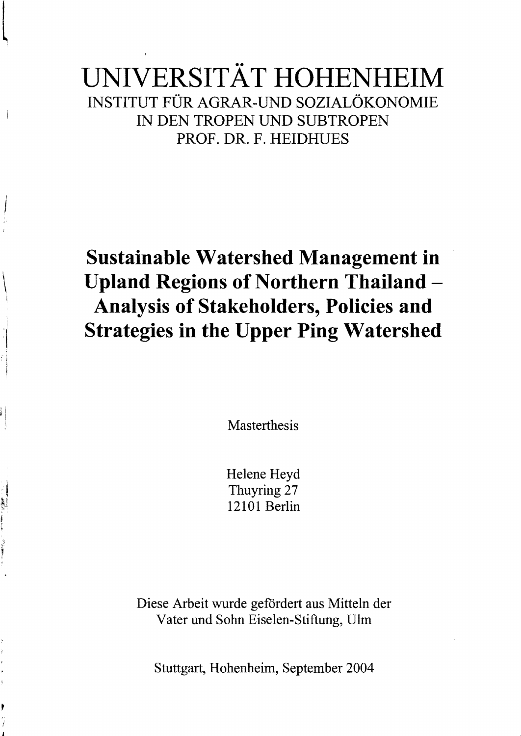# UNIVERSITÄT HOHENHEIM

INSTITUT FÜR AGRAR-UND SOZIALÖKONOMIE
IN DEN TROPEN UND SUBTROPEN
PROF. DR. F. HEIDHUES

## Sustainable Watershed Management in Upland Regions of Northern Thailand – Analysis of Stakeholders, Policies and Strategies in the Upper Ping Watershed

Masterthesis

Helene Heyd
Thuyring 27
12101 Berlin

Diese Arbeit wurde gefördert aus Mitteln der
Vater und Sohn Eiselen-Stiftung, Ulm

Stuttgart, Hohenheim, September 2004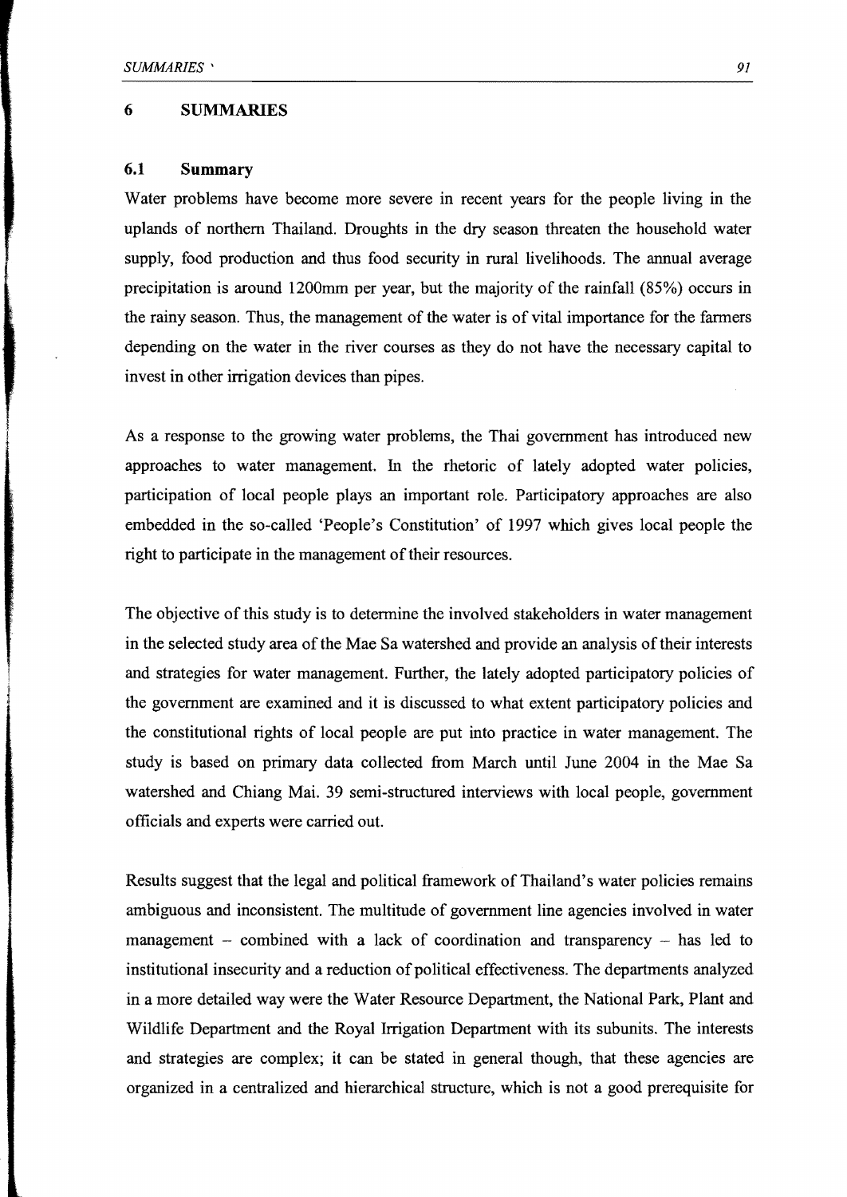# 6 SUMMARIES

## 6.1 Summary

Water problems have become more severe in recent years for the people living in the uplands of northern Thailand. Droughts in the dry season threaten the household water supply, food production and thus food security in rural livelihoods. The annual average precipitation is around 1200mm per year, but the majority of the rainfall (85%) occurs in the rainy season. Thus, the management of the water is of vital importance for the farmers depending on the water in the river courses as they do not have the necessary capital to invest in other irrigation devices than pipes.

As a response to the growing water problems, the Thai government has introduced new approaches to water management. In the rhetoric of lately adopted water policies, participation of local people plays an important role. Participatory approaches are also embedded in the so-called 'People's Constitution' of 1997 which gives local people the right to participate in the management of their resources.

The objective of this study is to determine the involved stakeholders in water management in the selected study area of the Mae Sa watershed and provide an analysis of their interests and strategies for water management. Further, the lately adopted participatory policies of the government are examined and it is discussed to what extent participatory policies and the constitutional rights of local people are put into practice in water management. The study is based on primary data collected from March until June 2004 in the Mae Sa watershed and Chiang Mai. 39 semi-structured interviews with local people, government officials and experts were carried out.

Results suggest that the legal and political framework of Thailand's water policies remains ambiguous and inconsistent. The multitude of government line agencies involved in water management – combined with a lack of coordination and transparency – has led to institutional insecurity and a reduction of political effectiveness. The departments analyzed in a more detailed way were the Water Resource Department, the National Park, Plant and Wildlife Department and the Royal Irrigation Department with its subunits. The interests and strategies are complex; it can be stated in general though, that these agencies are organized in a centralized and hierarchical structure, which is not a good prerequisite for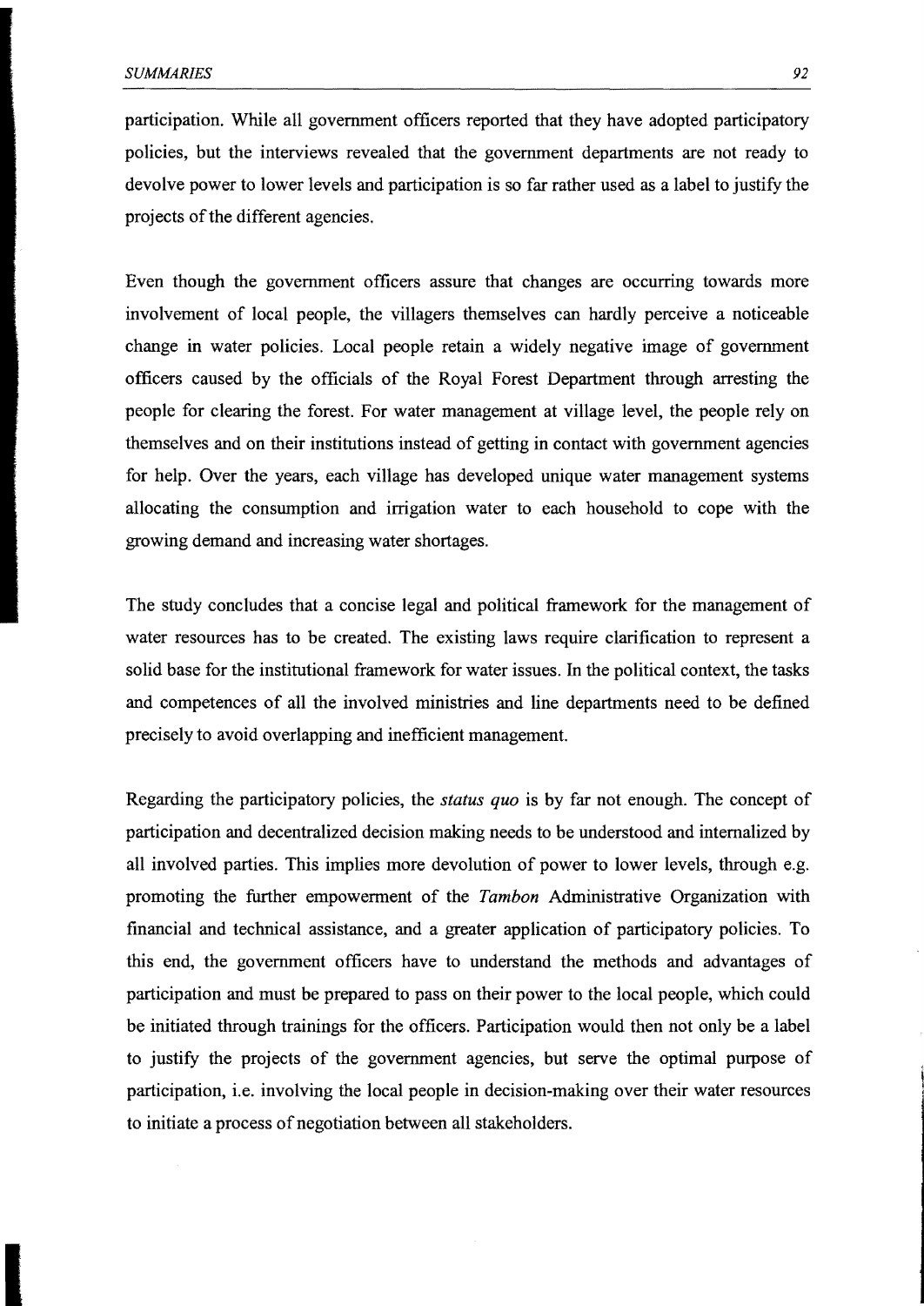participation. While all government officers reported that they have adopted participatory policies, but the interviews revealed that the government departments are not ready to devolve power to lower levels and participation is so far rather used as a label to justify the projects of the different agencies.

Even though the government officers assure that changes are occurring towards more involvement of local people, the villagers themselves can hardly perceive a noticeable change in water policies. Local people retain a widely negative image of government officers caused by the officials of the Royal Forest Department through arresting the people for clearing the forest. For water management at village level, the people rely on themselves and on their institutions instead of getting in contact with government agencies for help. Over the years, each village has developed unique water management systems allocating the consumption and irrigation water to each household to cope with the growing demand and increasing water shortages.

The study concludes that a concise legal and political framework for the management of water resources has to be created. The existing laws require clarification to represent a solid base for the institutional framework for water issues. In the political context, the tasks and competences of all the involved ministries and line departments need to be defined precisely to avoid overlapping and inefficient management.

Regarding the participatory policies, the *status quo* is by far not enough. The concept of participation and decentralized decision making needs to be understood and internalized by all involved parties. This implies more devolution of power to lower levels, through e.g. promoting the further empowerment of the *Tambon* Administrative Organization with financial and technical assistance, and a greater application of participatory policies. To this end, the government officers have to understand the methods and advantages of participation and must be prepared to pass on their power to the local people, which could be initiated through trainings for the officers. Participation would then not only be a label to justify the projects of the government agencies, but serve the optimal purpose of participation, i.e. involving the local people in decision-making over their water resources to initiate a process of negotiation between all stakeholders.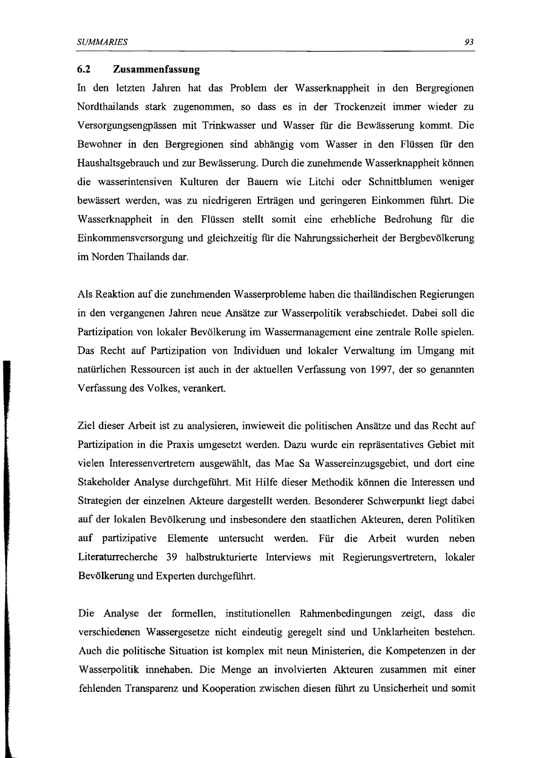## 6.2 Zusammenfassung

In den letzten Jahren hat das Problem der Wasserknappheit in den Bergregionen Nordthailands stark zugenommen, so dass es in der Trockenzeit immer wieder zu Versorgungsengpässen mit Trinkwasser und Wasser für die Bewässerung kommt. Die Bewohner in den Bergregionen sind abhängig vom Wasser in den Flüssen für den Haushaltsgebrauch und zur Bewässerung. Durch die zunehmende Wasserknappheit können die wasserintensiven Kulturen der Bauern wie Litchi oder Schnittblumen weniger bewässert werden, was zu niedrigeren Erträgen und geringeren Einkommen führt. Die Wasserknappheit in den Flüssen stellt somit eine erhebliche Bedrohung für die Einkommensversorgung und gleichzeitig für die Nahrungssicherheit der Bergbevölkerung im Norden Thailands dar.

Als Reaktion auf die zunehmenden Wasserprobleme haben die thailändischen Regierungen in den vergangenen Jahren neue Ansätze zur Wasserpolitik verabschiedet. Dabei soll die Partizipation von lokaler Bevölkerung im Wassermanagement eine zentrale Rolle spielen. Das Recht auf Partizipation von Individuen und lokaler Verwaltung im Umgang mit natürlichen Ressourcen ist auch in der aktuellen Verfassung von 1997, der so genannten Verfassung des Volkes, verankert.

Ziel dieser Arbeit ist zu analysieren, inwieweit die politischen Ansätze und das Recht auf Partizipation in die Praxis umgesetzt werden. Dazu wurde ein repräsentatives Gebiet mit vielen Interessenvertretern ausgewählt, das Mae Sa Wassereinzugsgebiet, und dort eine Stakeholder Analyse durchgeführt. Mit Hilfe dieser Methodik können die Interessen und Strategien der einzelnen Akteure dargestellt werden. Besonderer Schwerpunkt liegt dabei auf der lokalen Bevölkerung und insbesondere den staatlichen Akteuren, deren Politiken auf partizipative Elemente untersucht werden. Für die Arbeit wurden neben Literaturrecherche 39 halbstrukturierte Interviews mit Regierungsvertretern, lokaler Bevölkerung und Experten durchgeführt.

Die Analyse der formellen, institutionellen Rahmenbedingungen zeigt, dass die verschiedenen Wassergesetze nicht eindeutig geregelt sind und Unklarheiten bestehen. Auch die politische Situation ist komplex mit neun Ministerien, die Kompetenzen in der Wasserpolitik innehaben. Die Menge an involvierten Akteuren zusammen mit einer fehlenden Transparenz und Kooperation zwischen diesen führt zu Unsicherheit und somit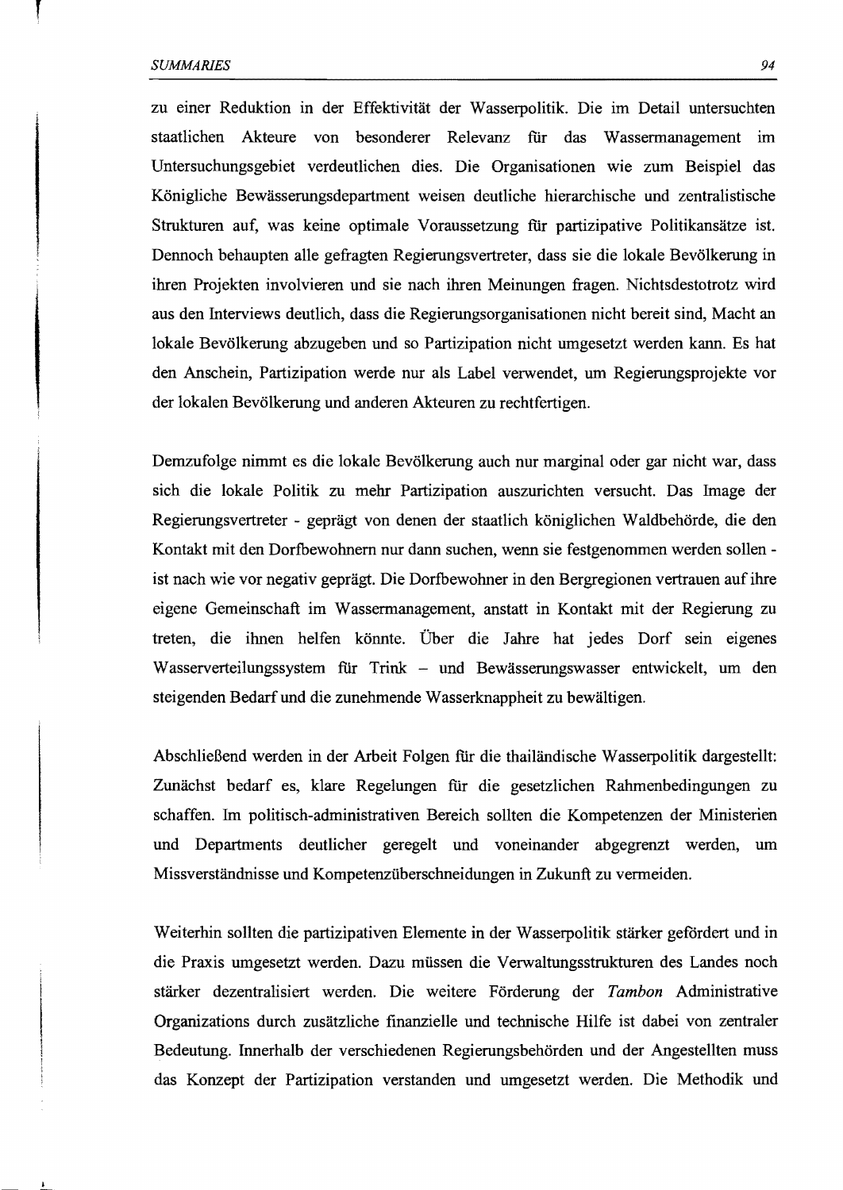zu einer Reduktion in der Effektivität der Wasserpolitik. Die im Detail untersuchten staatlichen Akteure von besonderer Relevanz für das Wassermanagement im Untersuchungsgebiet verdeutlichen dies. Die Organisationen wie zum Beispiel das Königliche Bewässerungsdepartment weisen deutliche hierarchische und zentralistische Strukturen auf, was keine optimale Voraussetzung für partizipative Politikansätze ist. Dennoch behaupten alle gefragten Regierungsvertreter, dass sie die lokale Bevölkerung in ihren Projekten involvieren und sie nach ihren Meinungen fragen. Nichtsdestotrotz wird aus den Interviews deutlich, dass die Regierungsorganisationen nicht bereit sind, Macht an lokale Bevölkerung abzugeben und so Partizipation nicht umgesetzt werden kann. Es hat den Anschein, Partizipation werde nur als Label verwendet, um Regierungsprojekte vor der lokalen Bevölkerung und anderen Akteuren zu rechtfertigen.

Demzufolge nimmt es die lokale Bevölkerung auch nur marginal oder gar nicht war, dass sich die lokale Politik zu mehr Partizipation auszurichten versucht. Das Image der Regierungsvertreter - geprägt von denen der staatlich königlichen Waldbehörde, die den Kontakt mit den Dorfbewohnern nur dann suchen, wenn sie festgenommen werden sollen - ist nach wie vor negativ geprägt. Die Dorfbewohner in den Bergregionen vertrauen auf ihre eigene Gemeinschaft im Wassermanagement, anstatt in Kontakt mit der Regierung zu treten, die ihnen helfen könnte. Über die Jahre hat jedes Dorf sein eigenes Wasserverteilungssystem für Trink – und Bewässerungswasser entwickelt, um den steigenden Bedarf und die zunehmende Wasserknappheit zu bewältigen.

Abschließend werden in der Arbeit Folgen für die thailändische Wasserpolitik dargestellt: Zunächst bedarf es, klare Regelungen für die gesetzlichen Rahmenbedingungen zu schaffen. Im politisch-administrativen Bereich sollten die Kompetenzen der Ministerien und Departments deutlicher geregelt und voneinander abgegrenzt werden, um Missverständnisse und Kompetenzüberschneidungen in Zukunft zu vermeiden.

Weiterhin sollten die partizipativen Elemente in der Wasserpolitik stärker gefördert und in die Praxis umgesetzt werden. Dazu müssen die Verwaltungsstrukturen des Landes noch stärker dezentralisiert werden. Die weitere Förderung der *Tambon* Administrative Organizations durch zusätzliche finanzielle und technische Hilfe ist dabei von zentraler Bedeutung. Innerhalb der verschiedenen Regierungsbehörden und der Angestellten muss das Konzept der Partizipation verstanden und umgesetzt werden. Die Methodik und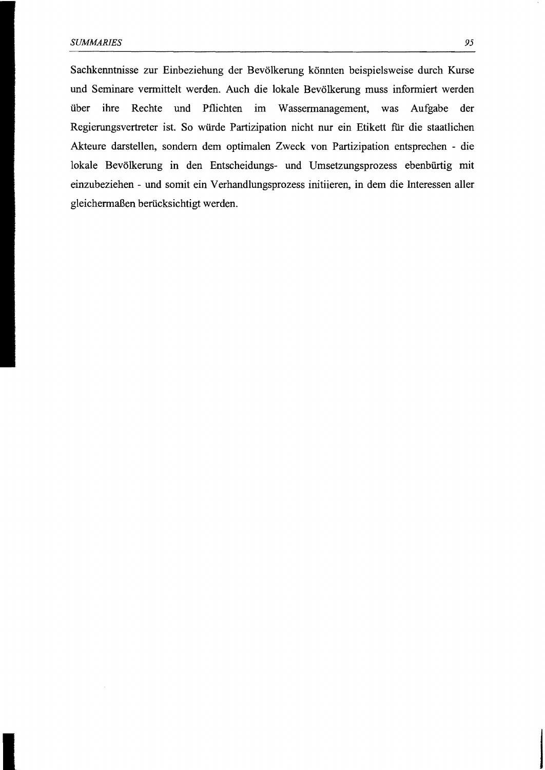Sachkenntnisse zur Einbeziehung der Bevölkerung könnten beispielsweise durch Kurse und Seminare vermittelt werden. Auch die lokale Bevölkerung muss informiert werden über ihre Rechte und Pflichten im Wassermanagement, was Aufgabe der Regierungsvertreter ist. So würde Partizipation nicht nur ein Etikett für die staatlichen Akteure darstellen, sondern dem optimalen Zweck von Partizipation entsprechen - die lokale Bevölkerung in den Entscheidungs- und Umsetzungsprozess ebenbürtig mit einzubeziehen - und somit ein Verhandlungsprozess initiieren, in dem die Interessen aller gleichermaßen berücksichtigt werden.